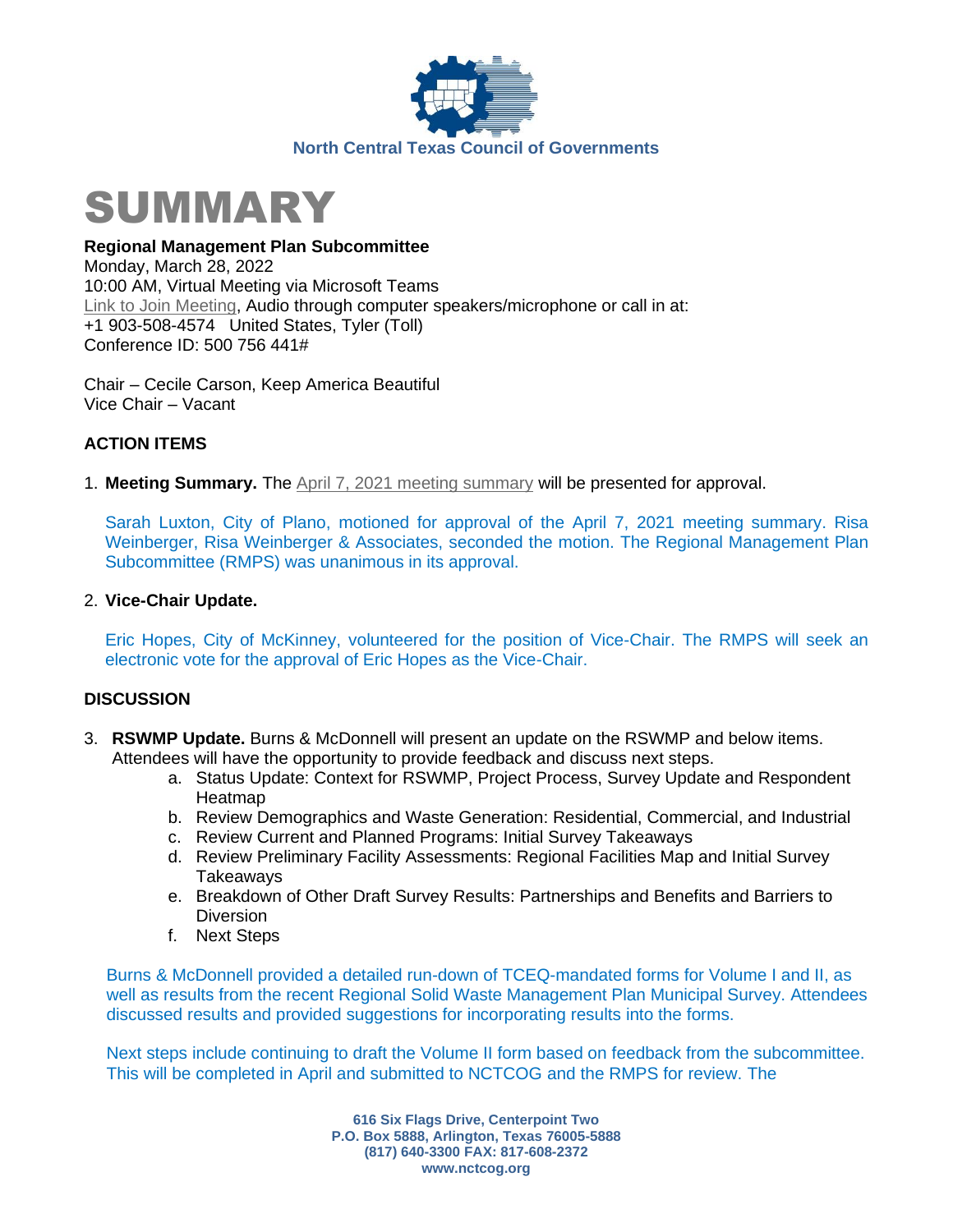North Central Texas Council of Governments

# SUMMARY

**Regional Management Plan Subcommittee**
Monday, March 28, 2022
10:00 AM, Virtual Meeting via Microsoft Teams
Link to Join Meeting, Audio through computer speakers/microphone or call in at:
+1 903-508-4574 United States, Tyler (Toll)
Conference ID: 500 756 441#

Chair – Cecile Carson, Keep America Beautiful
Vice Chair – Vacant

## ACTION ITEMS

1. **Meeting Summary.** The April 7, 2021 meeting summary will be presented for approval.

   Sarah Luxton, City of Plano, motioned for approval of the April 7, 2021 meeting summary. Risa Weinberger, Risa Weinberger & Associates, seconded the motion. The Regional Management Plan Subcommittee (RMPS) was unanimous in its approval.

2. **Vice-Chair Update.**

   Eric Hopes, City of McKinney, volunteered for the position of Vice-Chair. The RMPS will seek an electronic vote for the approval of Eric Hopes as the Vice-Chair.

## DISCUSSION

3. **RSWMP Update.** Burns & McDonnell will present an update on the RSWMP and below items. Attendees will have the opportunity to provide feedback and discuss next steps.
   a. Status Update: Context for RSWMP, Project Process, Survey Update and Respondent Heatmap
   b. Review Demographics and Waste Generation: Residential, Commercial, and Industrial
   c. Review Current and Planned Programs: Initial Survey Takeaways
   d. Review Preliminary Facility Assessments: Regional Facilities Map and Initial Survey Takeaways
   e. Breakdown of Other Draft Survey Results: Partnerships and Benefits and Barriers to Diversion
   f. Next Steps

   Burns & McDonnell provided a detailed run-down of TCEQ-mandated forms for Volume I and II, as well as results from the recent Regional Solid Waste Management Plan Municipal Survey. Attendees discussed results and provided suggestions for incorporating results into the forms.

   Next steps include continuing to draft the Volume II form based on feedback from the subcommittee. This will be completed in April and submitted to NCTCOG and the RMPS for review. The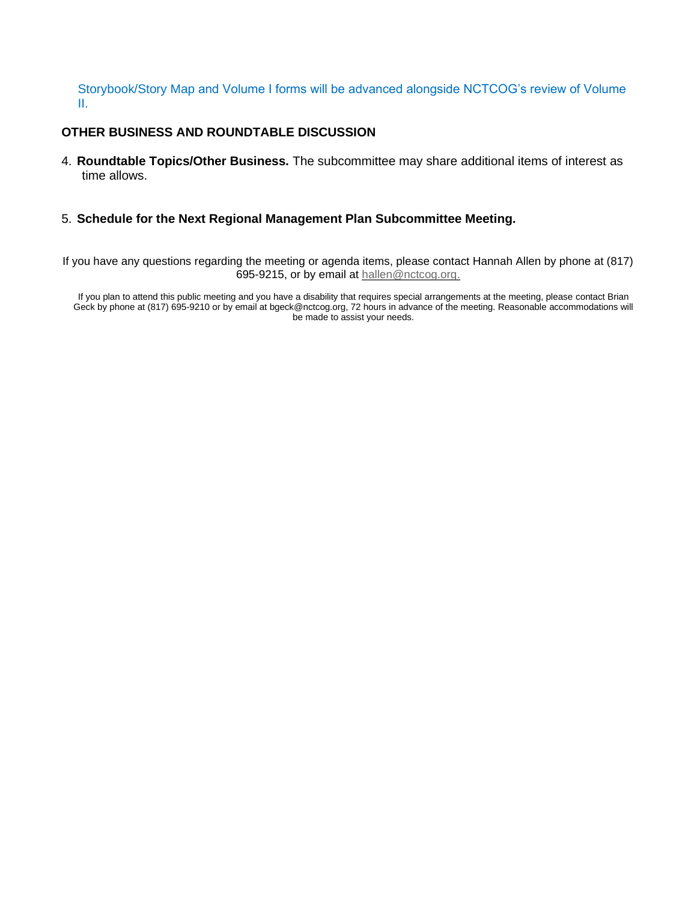Storybook/Story Map and Volume I forms will be advanced alongside NCTCOG's review of Volume II.

## OTHER BUSINESS AND ROUNDTABLE DISCUSSION

4. **Roundtable Topics/Other Business.** The subcommittee may share additional items of interest as time allows.

5. **Schedule for the Next Regional Management Plan Subcommittee Meeting.**

If you have any questions regarding the meeting or agenda items, please contact Hannah Allen by phone at (817) 695-9215, or by email at hallen@nctcog.org.

If you plan to attend this public meeting and you have a disability that requires special arrangements at the meeting, please contact Brian Geck by phone at (817) 695-9210 or by email at bgeck@nctcog.org, 72 hours in advance of the meeting. Reasonable accommodations will be made to assist your needs.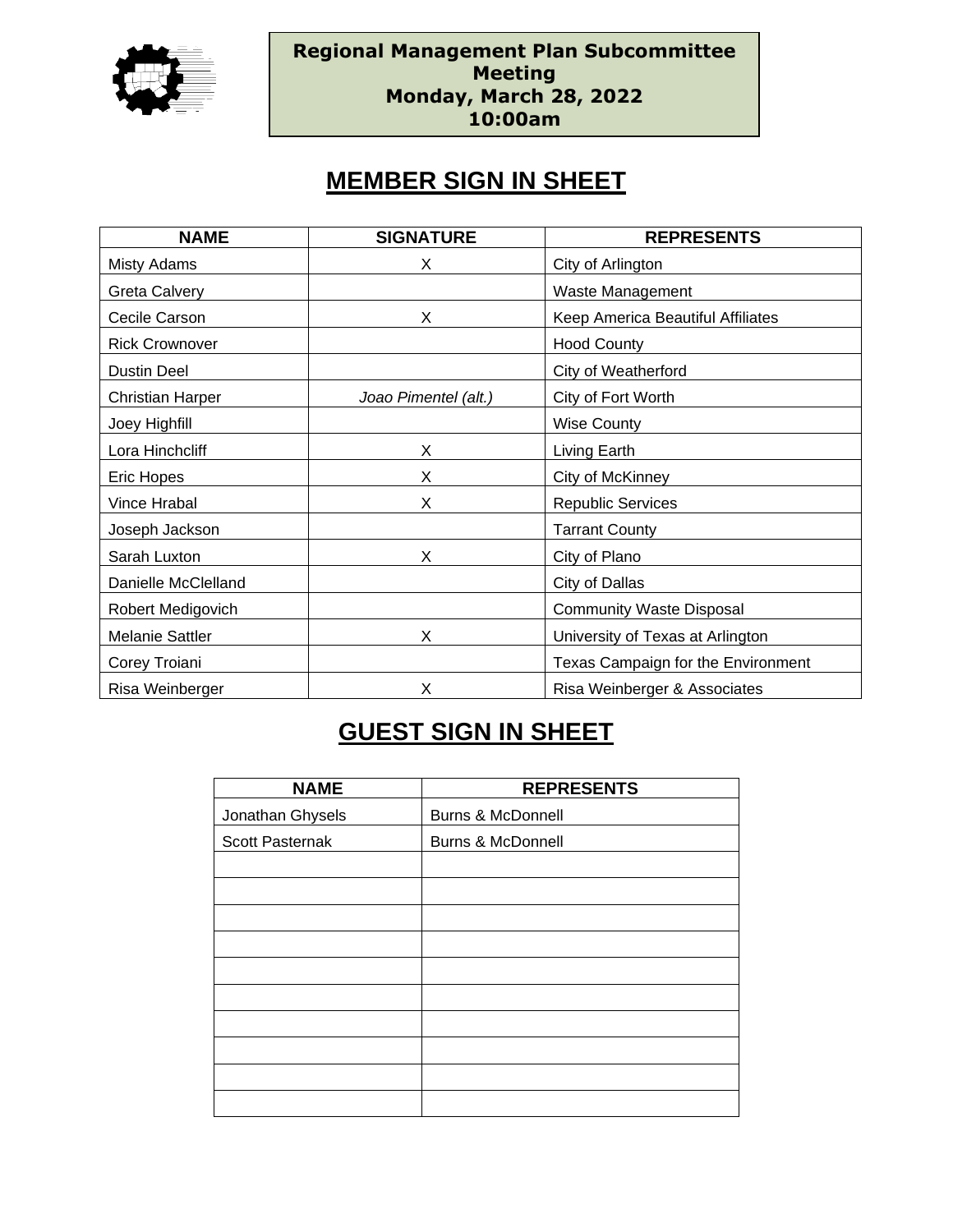**Regional Management Plan Subcommittee Meeting**
**Monday, March 28, 2022**
**10:00am**

# MEMBER SIGN IN SHEET

| NAME | SIGNATURE | REPRESENTS |
|---|---|---|
| Misty Adams | X | City of Arlington |
| Greta Calvery | | Waste Management |
| Cecile Carson | X | Keep America Beautiful Affiliates |
| Rick Crownover | | Hood County |
| Dustin Deel | | City of Weatherford |
| Christian Harper | *Joao Pimentel (alt.)* | City of Fort Worth |
| Joey Highfill | | Wise County |
| Lora Hinchcliff | X | Living Earth |
| Eric Hopes | X | City of McKinney |
| Vince Hrabal | X | Republic Services |
| Joseph Jackson | | Tarrant County |
| Sarah Luxton | X | City of Plano |
| Danielle McClelland | | City of Dallas |
| Robert Medigovich | | Community Waste Disposal |
| Melanie Sattler | X | University of Texas at Arlington |
| Corey Troiani | | Texas Campaign for the Environment |
| Risa Weinberger | X | Risa Weinberger & Associates |

# GUEST SIGN IN SHEET

| NAME | REPRESENTS |
|---|---|
| Jonathan Ghysels | Burns & McDonnell |
| Scott Pasternak | Burns & McDonnell |
| | |
| | |
| | |
| | |
| | |
| | |
| | |
| | |
| | |
| | |